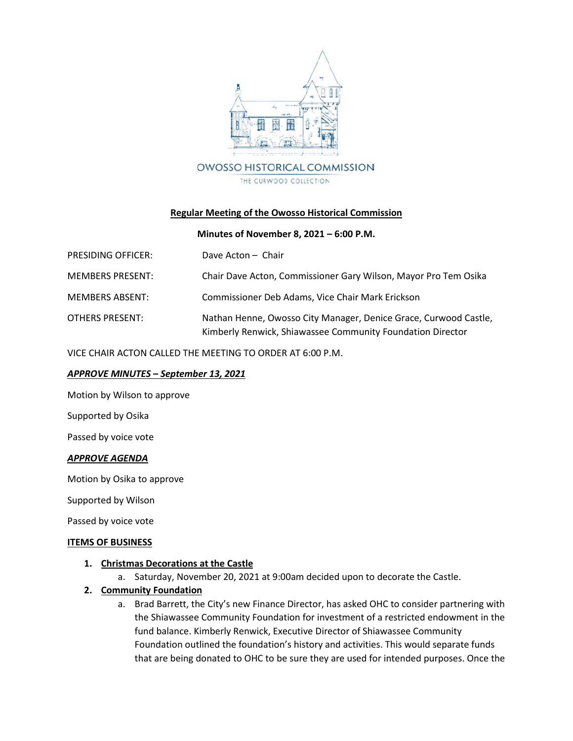OWOSSO HISTORICAL COMMISSION

THE CURWOOD COLLECTION

**Regular Meeting of the Owosso Historical Commission**

**Minutes of November 8, 2021 – 6:00 P.M.**

PRESIDING OFFICER: Dave Acton – Chair

MEMBERS PRESENT: Chair Dave Acton, Commissioner Gary Wilson, Mayor Pro Tem Osika

MEMBERS ABSENT: Commissioner Deb Adams, Vice Chair Mark Erickson

OTHERS PRESENT: Nathan Henne, Owosso City Manager, Denice Grace, Curwood Castle, Kimberly Renwick, Shiawassee Community Foundation Director

VICE CHAIR ACTON CALLED THE MEETING TO ORDER AT 6:00 P.M.

***APPROVE MINUTES – September 13, 2021***

Motion by Wilson to approve

Supported by Osika

Passed by voice vote

***APPROVE AGENDA***

Motion by Osika to approve

Supported by Wilson

Passed by voice vote

**ITEMS OF BUSINESS**

1. **Christmas Decorations at the Castle**
   a. Saturday, November 20, 2021 at 9:00am decided upon to decorate the Castle.
2. **Community Foundation**
   a. Brad Barrett, the City's new Finance Director, has asked OHC to consider partnering with the Shiawassee Community Foundation for investment of a restricted endowment in the fund balance. Kimberly Renwick, Executive Director of Shiawassee Community Foundation outlined the foundation's history and activities. This would separate funds that are being donated to OHC to be sure they are used for intended purposes. Once the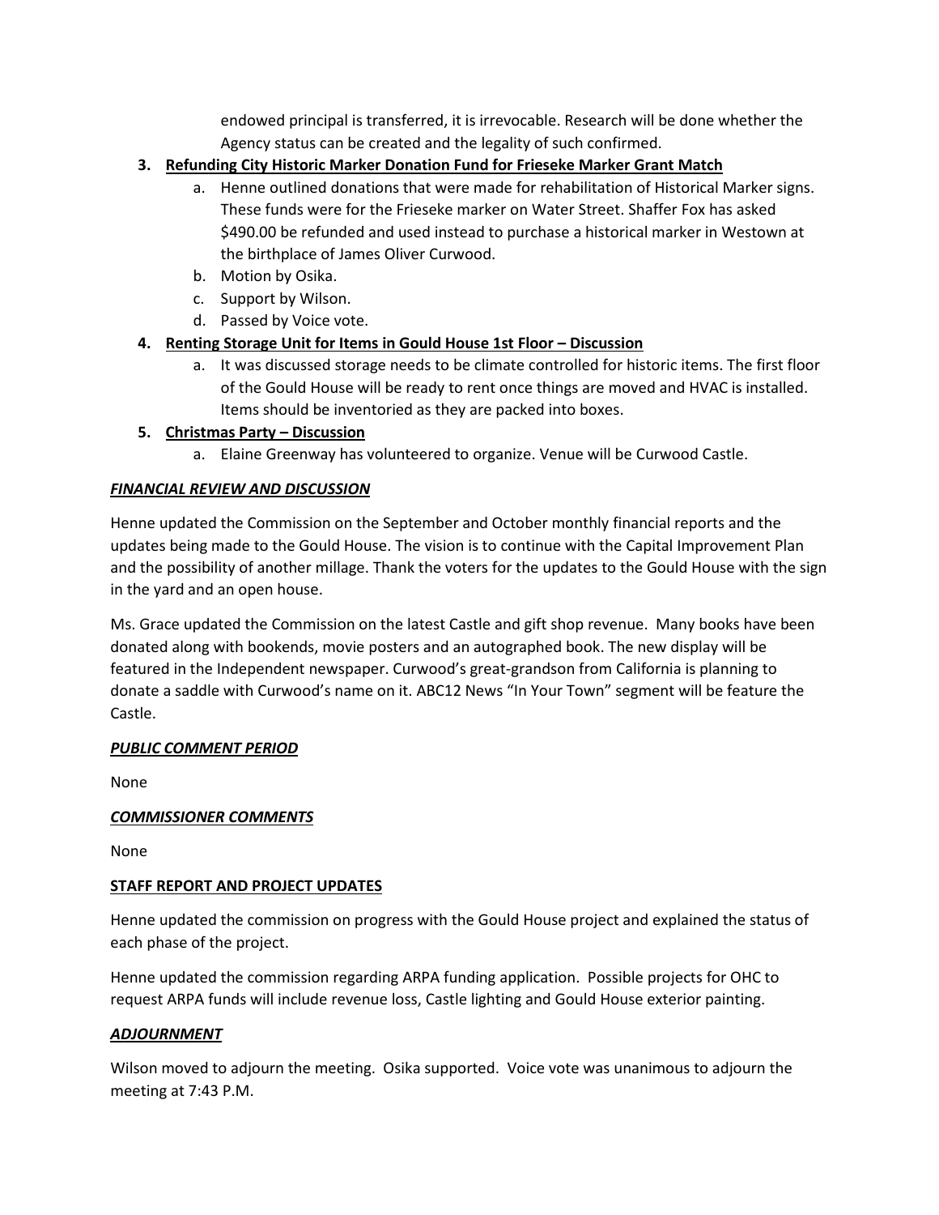endowed principal is transferred, it is irrevocable. Research will be done whether the Agency status can be created and the legality of such confirmed.

3. **<u>Refunding City Historic Marker Donation Fund for Frieseke Marker Grant Match</u>**
   a. Henne outlined donations that were made for rehabilitation of Historical Marker signs. These funds were for the Frieseke marker on Water Street. Shaffer Fox has asked $490.00 be refunded and used instead to purchase a historical marker in Westown at the birthplace of James Oliver Curwood.
   b. Motion by Osika.
   c. Support by Wilson.
   d. Passed by Voice vote.
4. **<u>Renting Storage Unit for Items in Gould House 1st Floor – Discussion</u>**
   a. It was discussed storage needs to be climate controlled for historic items. The first floor of the Gould House will be ready to rent once things are moved and HVAC is installed. Items should be inventoried as they are packed into boxes.
5. **<u>Christmas Party – Discussion</u>**
   a. Elaine Greenway has volunteered to organize. Venue will be Curwood Castle.

***<u>FINANCIAL REVIEW AND DISCUSSION</u>***

Henne updated the Commission on the September and October monthly financial reports and the updates being made to the Gould House. The vision is to continue with the Capital Improvement Plan and the possibility of another millage. Thank the voters for the updates to the Gould House with the sign in the yard and an open house.

Ms. Grace updated the Commission on the latest Castle and gift shop revenue. Many books have been donated along with bookends, movie posters and an autographed book. The new display will be featured in the Independent newspaper. Curwood's great-grandson from California is planning to donate a saddle with Curwood's name on it. ABC12 News "In Your Town" segment will be feature the Castle.

***<u>PUBLIC COMMENT PERIOD</u>***

None

***<u>COMMISSIONER COMMENTS</u>***

None

**<u>STAFF REPORT AND PROJECT UPDATES</u>**

Henne updated the commission on progress with the Gould House project and explained the status of each phase of the project.

Henne updated the commission regarding ARPA funding application. Possible projects for OHC to request ARPA funds will include revenue loss, Castle lighting and Gould House exterior painting.

***<u>ADJOURNMENT</u>***

Wilson moved to adjourn the meeting. Osika supported. Voice vote was unanimous to adjourn the meeting at 7:43 P.M.